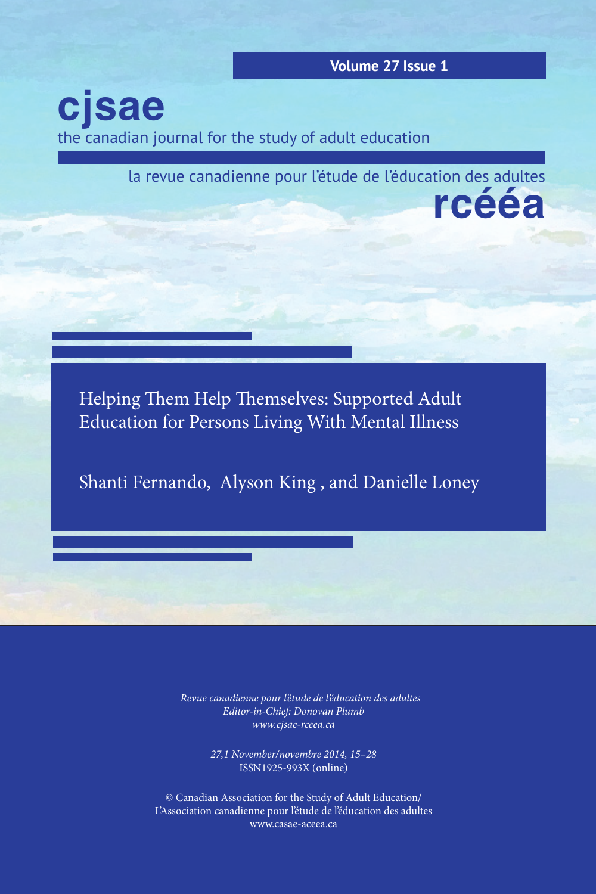Volume 27 Issue 1

# cjsae

the canadian journal for the study of adult education

la revue canadienne pour l'étude de l'éducation des adultes

# rcééa

## Helping Them Help Themselves: Supported Adult Education for Persons Living With Mental Illness

Shanti Fernando, Alyson King , and Danielle Loney

*Revue canadienne pour l'étude de l'éducation des adultes*
*Editor-in-Chief: Donovan Plumb*
*www.cjsae-rceea.ca*

*27,1 November/novembre 2014, 15–28*
ISSN1925-993X (online)

© Canadian Association for the Study of Adult Education/
L'Association canadienne pour l'étude de l'éducation des adultes
www.casae-aceea.ca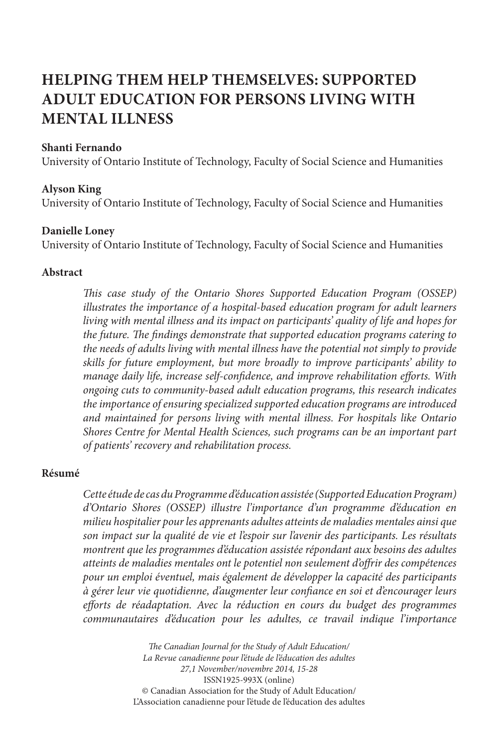# HELPING THEM HELP THEMSELVES: SUPPORTED ADULT EDUCATION FOR PERSONS LIVING WITH MENTAL ILLNESS

**Shanti Fernando**
University of Ontario Institute of Technology, Faculty of Social Science and Humanities

**Alyson King**
University of Ontario Institute of Technology, Faculty of Social Science and Humanities

**Danielle Loney**
University of Ontario Institute of Technology, Faculty of Social Science and Humanities

### Abstract

*This case study of the Ontario Shores Supported Education Program (OSSEP) illustrates the importance of a hospital-based education program for adult learners living with mental illness and its impact on participants' quality of life and hopes for the future. The findings demonstrate that supported education programs catering to the needs of adults living with mental illness have the potential not simply to provide skills for future employment, but more broadly to improve participants' ability to manage daily life, increase self-confidence, and improve rehabilitation efforts. With ongoing cuts to community-based adult education programs, this research indicates the importance of ensuring specialized supported education programs are introduced and maintained for persons living with mental illness. For hospitals like Ontario Shores Centre for Mental Health Sciences, such programs can be an important part of patients' recovery and rehabilitation process.*

### Résumé

*Cette étude de cas du Programme d'éducation assistée (Supported Education Program) d'Ontario Shores (OSSEP) illustre l'importance d'un programme d'éducation en milieu hospitalier pour les apprenants adultes atteints de maladies mentales ainsi que son impact sur la qualité de vie et l'espoir sur l'avenir des participants. Les résultats montrent que les programmes d'éducation assistée répondant aux besoins des adultes atteints de maladies mentales ont le potentiel non seulement d'offrir des compétences pour un emploi éventuel, mais également de développer la capacité des participants à gérer leur vie quotidienne, d'augmenter leur confiance en soi et d'encourager leurs efforts de réadaptation. Avec la réduction en cours du budget des programmes communautaires d'éducation pour les adultes, ce travail indique l'importance*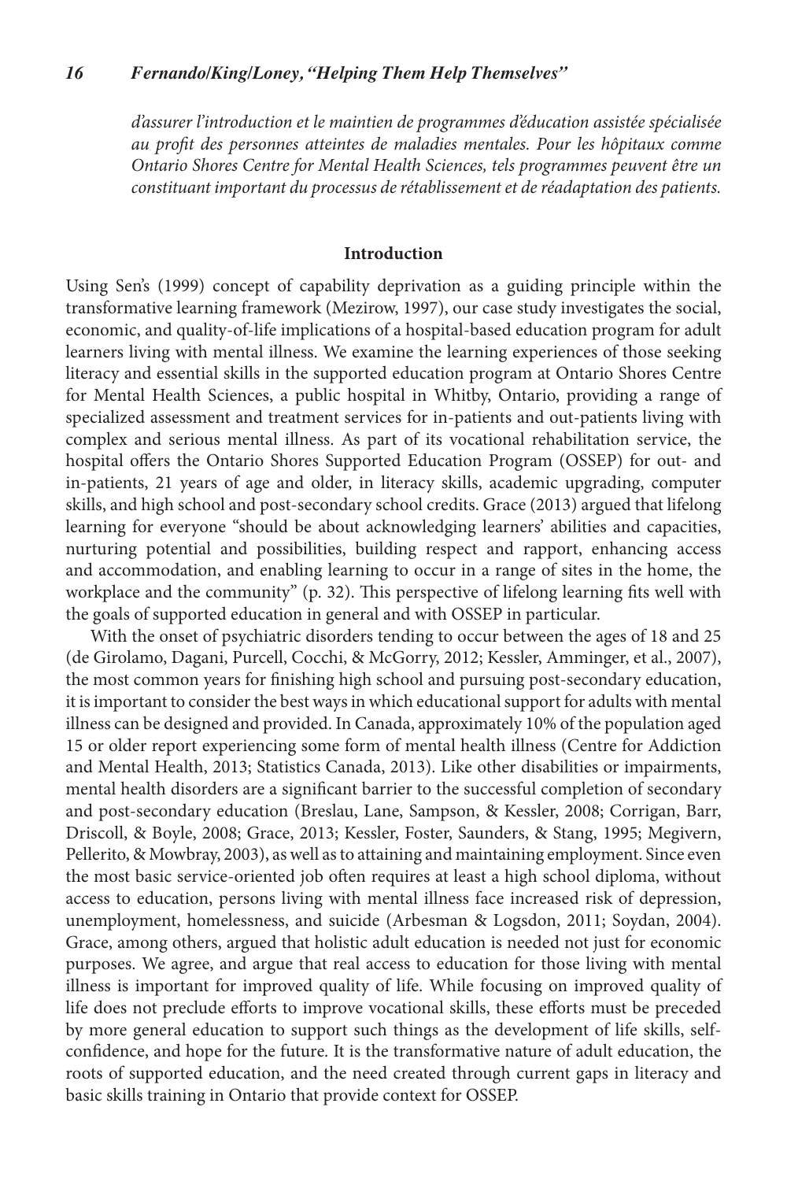*d'assurer l'introduction et le maintien de programmes d'éducation assistée spécialisée au profit des personnes atteintes de maladies mentales. Pour les hôpitaux comme Ontario Shores Centre for Mental Health Sciences, tels programmes peuvent être un constituant important du processus de rétablissement et de réadaptation des patients.*

## Introduction

Using Sen's (1999) concept of capability deprivation as a guiding principle within the transformative learning framework (Mezirow, 1997), our case study investigates the social, economic, and quality-of-life implications of a hospital-based education program for adult learners living with mental illness. We examine the learning experiences of those seeking literacy and essential skills in the supported education program at Ontario Shores Centre for Mental Health Sciences, a public hospital in Whitby, Ontario, providing a range of specialized assessment and treatment services for in-patients and out-patients living with complex and serious mental illness. As part of its vocational rehabilitation service, the hospital offers the Ontario Shores Supported Education Program (OSSEP) for out- and in-patients, 21 years of age and older, in literacy skills, academic upgrading, computer skills, and high school and post-secondary school credits. Grace (2013) argued that lifelong learning for everyone "should be about acknowledging learners' abilities and capacities, nurturing potential and possibilities, building respect and rapport, enhancing access and accommodation, and enabling learning to occur in a range of sites in the home, the workplace and the community" (p. 32). This perspective of lifelong learning fits well with the goals of supported education in general and with OSSEP in particular.

With the onset of psychiatric disorders tending to occur between the ages of 18 and 25 (de Girolamo, Dagani, Purcell, Cocchi, & McGorry, 2012; Kessler, Amminger, et al., 2007), the most common years for finishing high school and pursuing post-secondary education, it is important to consider the best ways in which educational support for adults with mental illness can be designed and provided. In Canada, approximately 10% of the population aged 15 or older report experiencing some form of mental health illness (Centre for Addiction and Mental Health, 2013; Statistics Canada, 2013). Like other disabilities or impairments, mental health disorders are a significant barrier to the successful completion of secondary and post-secondary education (Breslau, Lane, Sampson, & Kessler, 2008; Corrigan, Barr, Driscoll, & Boyle, 2008; Grace, 2013; Kessler, Foster, Saunders, & Stang, 1995; Megivern, Pellerito, & Mowbray, 2003), as well as to attaining and maintaining employment. Since even the most basic service-oriented job often requires at least a high school diploma, without access to education, persons living with mental illness face increased risk of depression, unemployment, homelessness, and suicide (Arbesman & Logsdon, 2011; Soydan, 2004). Grace, among others, argued that holistic adult education is needed not just for economic purposes. We agree, and argue that real access to education for those living with mental illness is important for improved quality of life. While focusing on improved quality of life does not preclude efforts to improve vocational skills, these efforts must be preceded by more general education to support such things as the development of life skills, self-confidence, and hope for the future. It is the transformative nature of adult education, the roots of supported education, and the need created through current gaps in literacy and basic skills training in Ontario that provide context for OSSEP.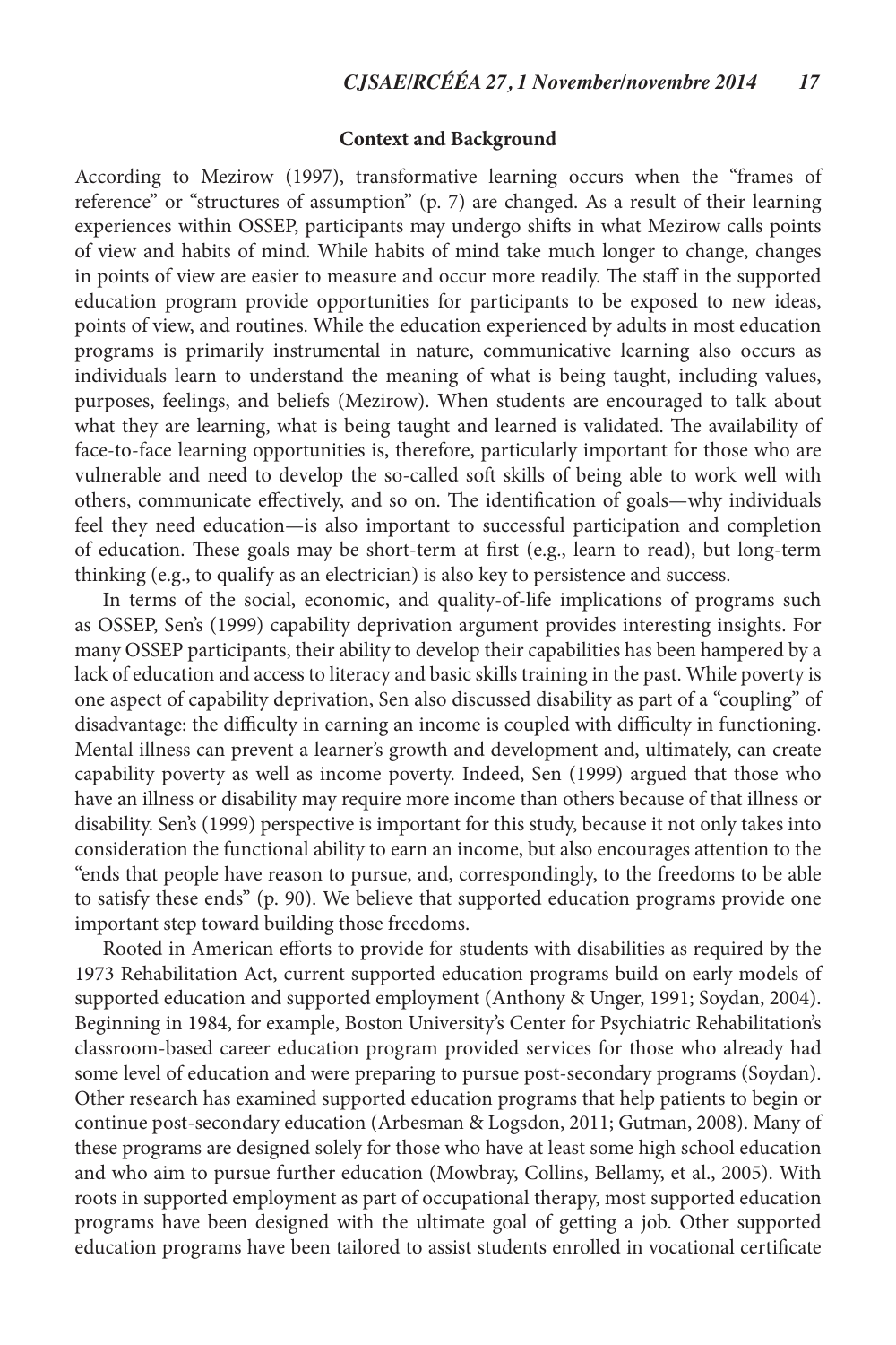## Context and Background

According to Mezirow (1997), transformative learning occurs when the "frames of reference" or "structures of assumption" (p. 7) are changed. As a result of their learning experiences within OSSEP, participants may undergo shifts in what Mezirow calls points of view and habits of mind. While habits of mind take much longer to change, changes in points of view are easier to measure and occur more readily. The staff in the supported education program provide opportunities for participants to be exposed to new ideas, points of view, and routines. While the education experienced by adults in most education programs is primarily instrumental in nature, communicative learning also occurs as individuals learn to understand the meaning of what is being taught, including values, purposes, feelings, and beliefs (Mezirow). When students are encouraged to talk about what they are learning, what is being taught and learned is validated. The availability of face-to-face learning opportunities is, therefore, particularly important for those who are vulnerable and need to develop the so-called soft skills of being able to work well with others, communicate effectively, and so on. The identification of goals—why individuals feel they need education—is also important to successful participation and completion of education. These goals may be short-term at first (e.g., learn to read), but long-term thinking (e.g., to qualify as an electrician) is also key to persistence and success.

In terms of the social, economic, and quality-of-life implications of programs such as OSSEP, Sen's (1999) capability deprivation argument provides interesting insights. For many OSSEP participants, their ability to develop their capabilities has been hampered by a lack of education and access to literacy and basic skills training in the past. While poverty is one aspect of capability deprivation, Sen also discussed disability as part of a "coupling" of disadvantage: the difficulty in earning an income is coupled with difficulty in functioning. Mental illness can prevent a learner's growth and development and, ultimately, can create capability poverty as well as income poverty. Indeed, Sen (1999) argued that those who have an illness or disability may require more income than others because of that illness or disability. Sen's (1999) perspective is important for this study, because it not only takes into consideration the functional ability to earn an income, but also encourages attention to the "ends that people have reason to pursue, and, correspondingly, to the freedoms to be able to satisfy these ends" (p. 90). We believe that supported education programs provide one important step toward building those freedoms.

Rooted in American efforts to provide for students with disabilities as required by the 1973 Rehabilitation Act, current supported education programs build on early models of supported education and supported employment (Anthony & Unger, 1991; Soydan, 2004). Beginning in 1984, for example, Boston University's Center for Psychiatric Rehabilitation's classroom-based career education program provided services for those who already had some level of education and were preparing to pursue post-secondary programs (Soydan). Other research has examined supported education programs that help patients to begin or continue post-secondary education (Arbesman & Logsdon, 2011; Gutman, 2008). Many of these programs are designed solely for those who have at least some high school education and who aim to pursue further education (Mowbray, Collins, Bellamy, et al., 2005). With roots in supported employment as part of occupational therapy, most supported education programs have been designed with the ultimate goal of getting a job. Other supported education programs have been tailored to assist students enrolled in vocational certificate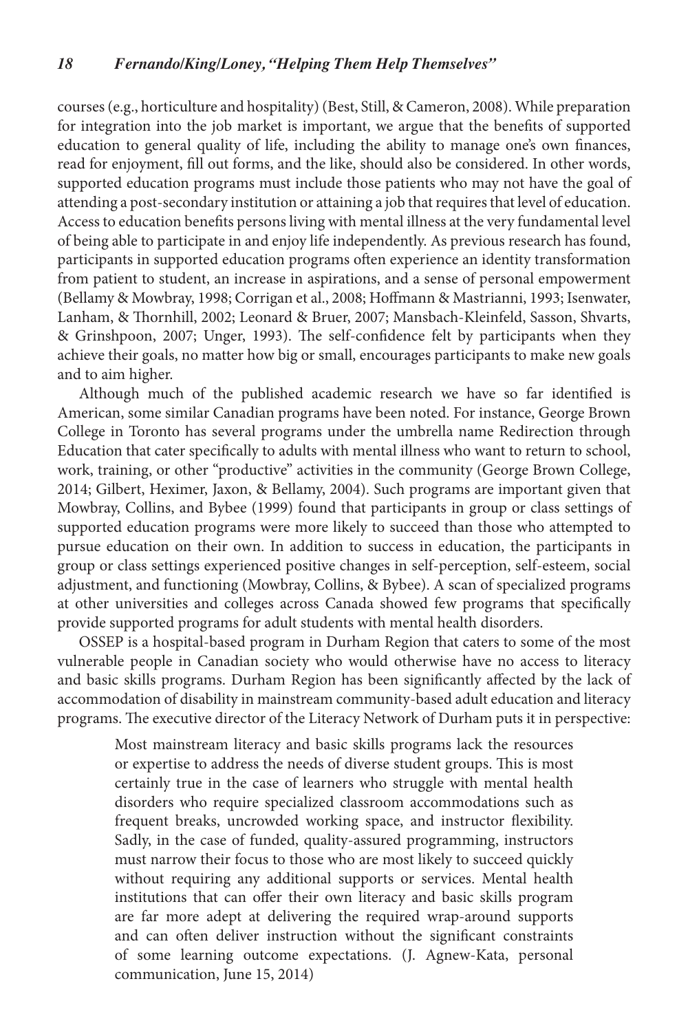courses (e.g., horticulture and hospitality) (Best, Still, & Cameron, 2008). While preparation for integration into the job market is important, we argue that the benefits of supported education to general quality of life, including the ability to manage one's own finances, read for enjoyment, fill out forms, and the like, should also be considered. In other words, supported education programs must include those patients who may not have the goal of attending a post-secondary institution or attaining a job that requires that level of education. Access to education benefits persons living with mental illness at the very fundamental level of being able to participate in and enjoy life independently. As previous research has found, participants in supported education programs often experience an identity transformation from patient to student, an increase in aspirations, and a sense of personal empowerment (Bellamy & Mowbray, 1998; Corrigan et al., 2008; Hoffmann & Mastrianni, 1993; Isenwater, Lanham, & Thornhill, 2002; Leonard & Bruer, 2007; Mansbach-Kleinfeld, Sasson, Shvarts, & Grinshpoon, 2007; Unger, 1993). The self-confidence felt by participants when they achieve their goals, no matter how big or small, encourages participants to make new goals and to aim higher.

Although much of the published academic research we have so far identified is American, some similar Canadian programs have been noted. For instance, George Brown College in Toronto has several programs under the umbrella name Redirection through Education that cater specifically to adults with mental illness who want to return to school, work, training, or other "productive" activities in the community (George Brown College, 2014; Gilbert, Heximer, Jaxon, & Bellamy, 2004). Such programs are important given that Mowbray, Collins, and Bybee (1999) found that participants in group or class settings of supported education programs were more likely to succeed than those who attempted to pursue education on their own. In addition to success in education, the participants in group or class settings experienced positive changes in self-perception, self-esteem, social adjustment, and functioning (Mowbray, Collins, & Bybee). A scan of specialized programs at other universities and colleges across Canada showed few programs that specifically provide supported programs for adult students with mental health disorders.

OSSEP is a hospital-based program in Durham Region that caters to some of the most vulnerable people in Canadian society who would otherwise have no access to literacy and basic skills programs. Durham Region has been significantly affected by the lack of accommodation of disability in mainstream community-based adult education and literacy programs. The executive director of the Literacy Network of Durham puts it in perspective:

> Most mainstream literacy and basic skills programs lack the resources or expertise to address the needs of diverse student groups. This is most certainly true in the case of learners who struggle with mental health disorders who require specialized classroom accommodations such as frequent breaks, uncrowded working space, and instructor flexibility. Sadly, in the case of funded, quality-assured programming, instructors must narrow their focus to those who are most likely to succeed quickly without requiring any additional supports or services. Mental health institutions that can offer their own literacy and basic skills program are far more adept at delivering the required wrap-around supports and can often deliver instruction without the significant constraints of some learning outcome expectations. (J. Agnew-Kata, personal communication, June 15, 2014)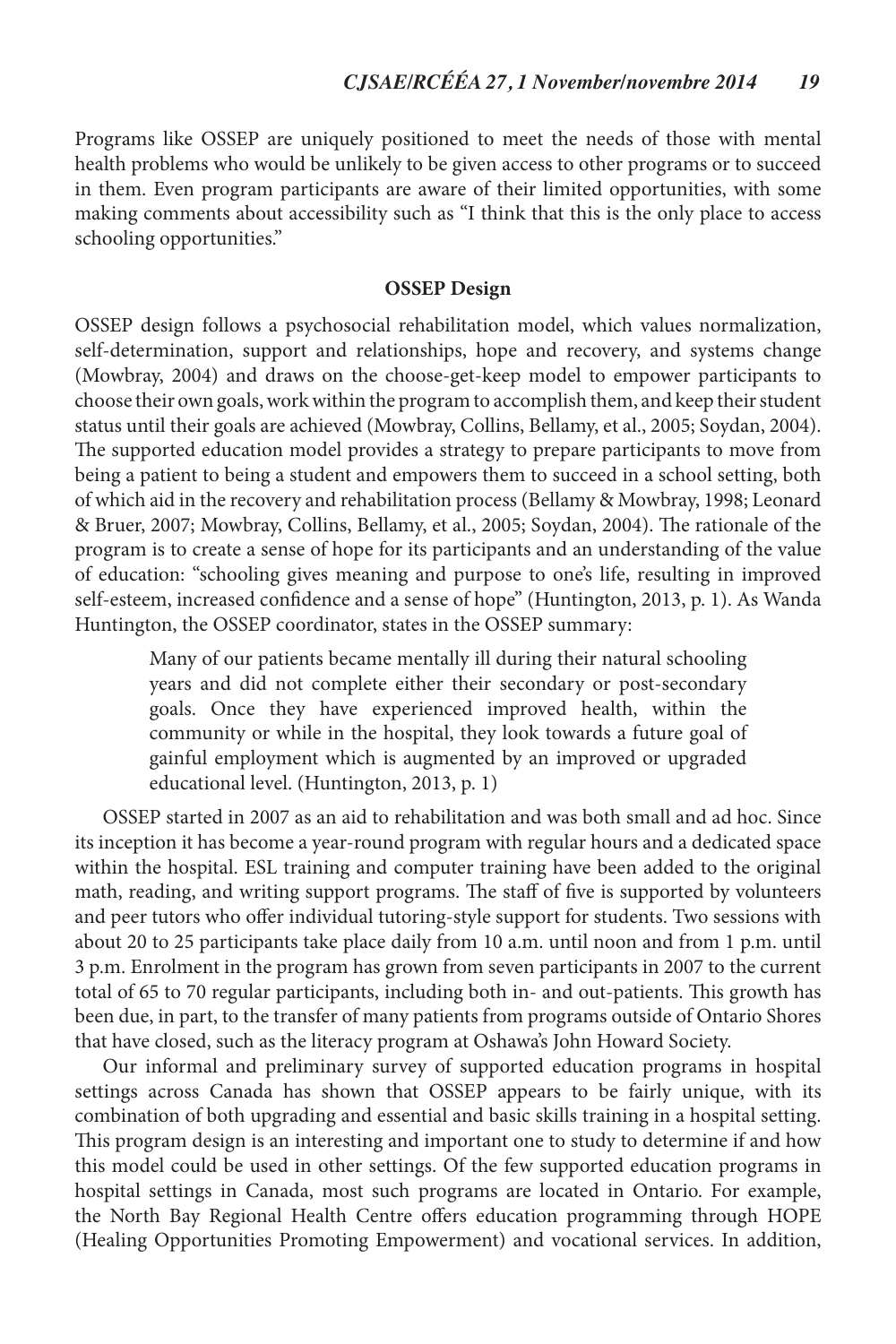Programs like OSSEP are uniquely positioned to meet the needs of those with mental health problems who would be unlikely to be given access to other programs or to succeed in them. Even program participants are aware of their limited opportunities, with some making comments about accessibility such as "I think that this is the only place to access schooling opportunities."

### OSSEP Design

OSSEP design follows a psychosocial rehabilitation model, which values normalization, self-determination, support and relationships, hope and recovery, and systems change (Mowbray, 2004) and draws on the choose-get-keep model to empower participants to choose their own goals, work within the program to accomplish them, and keep their student status until their goals are achieved (Mowbray, Collins, Bellamy, et al., 2005; Soydan, 2004). The supported education model provides a strategy to prepare participants to move from being a patient to being a student and empowers them to succeed in a school setting, both of which aid in the recovery and rehabilitation process (Bellamy & Mowbray, 1998; Leonard & Bruer, 2007; Mowbray, Collins, Bellamy, et al., 2005; Soydan, 2004). The rationale of the program is to create a sense of hope for its participants and an understanding of the value of education: "schooling gives meaning and purpose to one's life, resulting in improved self-esteem, increased confidence and a sense of hope" (Huntington, 2013, p. 1). As Wanda Huntington, the OSSEP coordinator, states in the OSSEP summary:

> Many of our patients became mentally ill during their natural schooling years and did not complete either their secondary or post-secondary goals. Once they have experienced improved health, within the community or while in the hospital, they look towards a future goal of gainful employment which is augmented by an improved or upgraded educational level. (Huntington, 2013, p. 1)

OSSEP started in 2007 as an aid to rehabilitation and was both small and ad hoc. Since its inception it has become a year-round program with regular hours and a dedicated space within the hospital. ESL training and computer training have been added to the original math, reading, and writing support programs. The staff of five is supported by volunteers and peer tutors who offer individual tutoring-style support for students. Two sessions with about 20 to 25 participants take place daily from 10 a.m. until noon and from 1 p.m. until 3 p.m. Enrolment in the program has grown from seven participants in 2007 to the current total of 65 to 70 regular participants, including both in- and out-patients. This growth has been due, in part, to the transfer of many patients from programs outside of Ontario Shores that have closed, such as the literacy program at Oshawa's John Howard Society.

Our informal and preliminary survey of supported education programs in hospital settings across Canada has shown that OSSEP appears to be fairly unique, with its combination of both upgrading and essential and basic skills training in a hospital setting. This program design is an interesting and important one to study to determine if and how this model could be used in other settings. Of the few supported education programs in hospital settings in Canada, most such programs are located in Ontario. For example, the North Bay Regional Health Centre offers education programming through HOPE (Healing Opportunities Promoting Empowerment) and vocational services. In addition,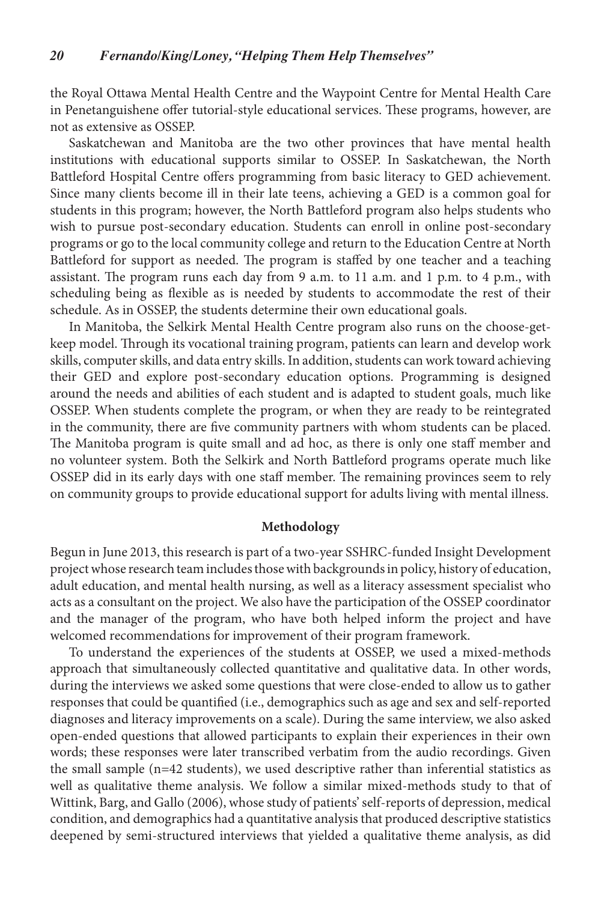the Royal Ottawa Mental Health Centre and the Waypoint Centre for Mental Health Care in Penetanguishene offer tutorial-style educational services. These programs, however, are not as extensive as OSSEP.

Saskatchewan and Manitoba are the two other provinces that have mental health institutions with educational supports similar to OSSEP. In Saskatchewan, the North Battleford Hospital Centre offers programming from basic literacy to GED achievement. Since many clients become ill in their late teens, achieving a GED is a common goal for students in this program; however, the North Battleford program also helps students who wish to pursue post-secondary education. Students can enroll in online post-secondary programs or go to the local community college and return to the Education Centre at North Battleford for support as needed. The program is staffed by one teacher and a teaching assistant. The program runs each day from 9 a.m. to 11 a.m. and 1 p.m. to 4 p.m., with scheduling being as flexible as is needed by students to accommodate the rest of their schedule. As in OSSEP, the students determine their own educational goals.

In Manitoba, the Selkirk Mental Health Centre program also runs on the choose-get-keep model. Through its vocational training program, patients can learn and develop work skills, computer skills, and data entry skills. In addition, students can work toward achieving their GED and explore post-secondary education options. Programming is designed around the needs and abilities of each student and is adapted to student goals, much like OSSEP. When students complete the program, or when they are ready to be reintegrated in the community, there are five community partners with whom students can be placed. The Manitoba program is quite small and ad hoc, as there is only one staff member and no volunteer system. Both the Selkirk and North Battleford programs operate much like OSSEP did in its early days with one staff member. The remaining provinces seem to rely on community groups to provide educational support for adults living with mental illness.

## Methodology

Begun in June 2013, this research is part of a two-year SSHRC-funded Insight Development project whose research team includes those with backgrounds in policy, history of education, adult education, and mental health nursing, as well as a literacy assessment specialist who acts as a consultant on the project. We also have the participation of the OSSEP coordinator and the manager of the program, who have both helped inform the project and have welcomed recommendations for improvement of their program framework.

To understand the experiences of the students at OSSEP, we used a mixed-methods approach that simultaneously collected quantitative and qualitative data. In other words, during the interviews we asked some questions that were close-ended to allow us to gather responses that could be quantified (i.e., demographics such as age and sex and self-reported diagnoses and literacy improvements on a scale). During the same interview, we also asked open-ended questions that allowed participants to explain their experiences in their own words; these responses were later transcribed verbatim from the audio recordings. Given the small sample (n=42 students), we used descriptive rather than inferential statistics as well as qualitative theme analysis. We follow a similar mixed-methods study to that of Wittink, Barg, and Gallo (2006), whose study of patients' self-reports of depression, medical condition, and demographics had a quantitative analysis that produced descriptive statistics deepened by semi-structured interviews that yielded a qualitative theme analysis, as did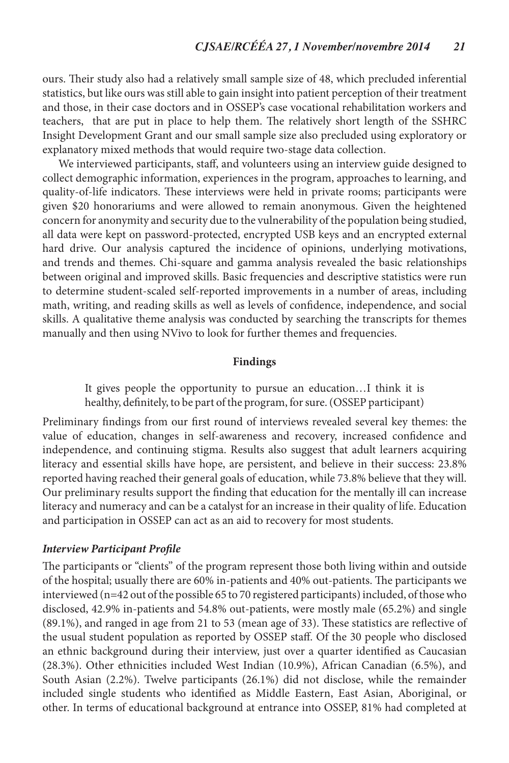ours. Their study also had a relatively small sample size of 48, which precluded inferential statistics, but like ours was still able to gain insight into patient perception of their treatment and those, in their case doctors and in OSSEP's case vocational rehabilitation workers and teachers, that are put in place to help them. The relatively short length of the SSHRC Insight Development Grant and our small sample size also precluded using exploratory or explanatory mixed methods that would require two-stage data collection.

We interviewed participants, staff, and volunteers using an interview guide designed to collect demographic information, experiences in the program, approaches to learning, and quality-of-life indicators. These interviews were held in private rooms; participants were given $20 honorariums and were allowed to remain anonymous. Given the heightened concern for anonymity and security due to the vulnerability of the population being studied, all data were kept on password-protected, encrypted USB keys and an encrypted external hard drive. Our analysis captured the incidence of opinions, underlying motivations, and trends and themes. Chi-square and gamma analysis revealed the basic relationships between original and improved skills. Basic frequencies and descriptive statistics were run to determine student-scaled self-reported improvements in a number of areas, including math, writing, and reading skills as well as levels of confidence, independence, and social skills. A qualitative theme analysis was conducted by searching the transcripts for themes manually and then using NVivo to look for further themes and frequencies.

## Findings

> It gives people the opportunity to pursue an education…I think it is healthy, definitely, to be part of the program, for sure. (OSSEP participant)

Preliminary findings from our first round of interviews revealed several key themes: the value of education, changes in self-awareness and recovery, increased confidence and independence, and continuing stigma. Results also suggest that adult learners acquiring literacy and essential skills have hope, are persistent, and believe in their success: 23.8% reported having reached their general goals of education, while 73.8% believe that they will. Our preliminary results support the finding that education for the mentally ill can increase literacy and numeracy and can be a catalyst for an increase in their quality of life. Education and participation in OSSEP can act as an aid to recovery for most students.

### *Interview Participant Profile*

The participants or "clients" of the program represent those both living within and outside of the hospital; usually there are 60% in-patients and 40% out-patients. The participants we interviewed (n=42 out of the possible 65 to 70 registered participants) included, of those who disclosed, 42.9% in-patients and 54.8% out-patients, were mostly male (65.2%) and single (89.1%), and ranged in age from 21 to 53 (mean age of 33). These statistics are reflective of the usual student population as reported by OSSEP staff. Of the 30 people who disclosed an ethnic background during their interview, just over a quarter identified as Caucasian (28.3%). Other ethnicities included West Indian (10.9%), African Canadian (6.5%), and South Asian (2.2%). Twelve participants (26.1%) did not disclose, while the remainder included single students who identified as Middle Eastern, East Asian, Aboriginal, or other. In terms of educational background at entrance into OSSEP, 81% had completed at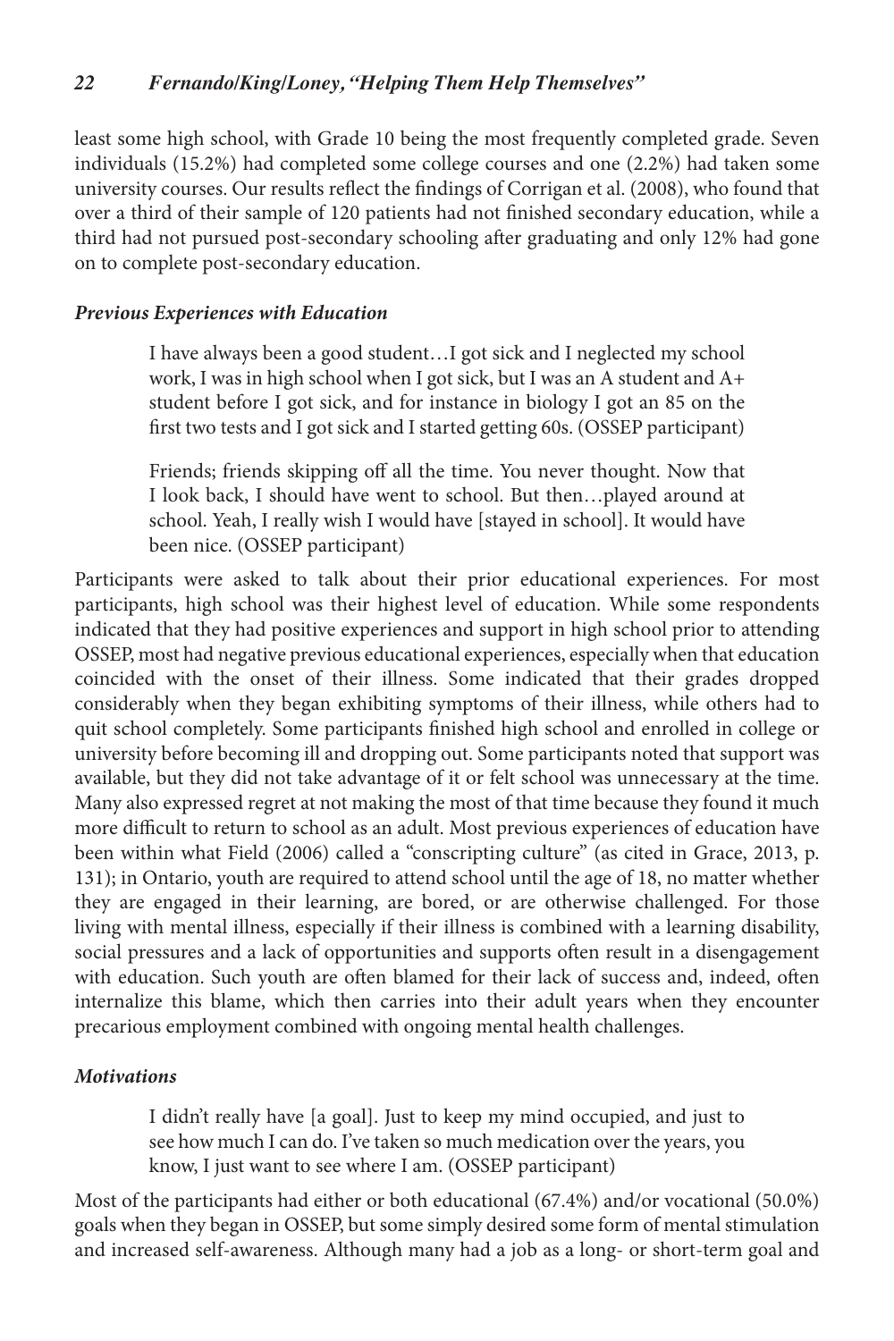least some high school, with Grade 10 being the most frequently completed grade. Seven individuals (15.2%) had completed some college courses and one (2.2%) had taken some university courses. Our results reflect the findings of Corrigan et al. (2008), who found that over a third of their sample of 120 patients had not finished secondary education, while a third had not pursued post-secondary schooling after graduating and only 12% had gone on to complete post-secondary education.

### *Previous Experiences with Education*

> I have always been a good student…I got sick and I neglected my school work, I was in high school when I got sick, but I was an A student and A+ student before I got sick, and for instance in biology I got an 85 on the first two tests and I got sick and I started getting 60s. (OSSEP participant)

> Friends; friends skipping off all the time. You never thought. Now that I look back, I should have went to school. But then…played around at school. Yeah, I really wish I would have [stayed in school]. It would have been nice. (OSSEP participant)

Participants were asked to talk about their prior educational experiences. For most participants, high school was their highest level of education. While some respondents indicated that they had positive experiences and support in high school prior to attending OSSEP, most had negative previous educational experiences, especially when that education coincided with the onset of their illness. Some indicated that their grades dropped considerably when they began exhibiting symptoms of their illness, while others had to quit school completely. Some participants finished high school and enrolled in college or university before becoming ill and dropping out. Some participants noted that support was available, but they did not take advantage of it or felt school was unnecessary at the time. Many also expressed regret at not making the most of that time because they found it much more difficult to return to school as an adult. Most previous experiences of education have been within what Field (2006) called a "conscripting culture" (as cited in Grace, 2013, p. 131); in Ontario, youth are required to attend school until the age of 18, no matter whether they are engaged in their learning, are bored, or are otherwise challenged. For those living with mental illness, especially if their illness is combined with a learning disability, social pressures and a lack of opportunities and supports often result in a disengagement with education. Such youth are often blamed for their lack of success and, indeed, often internalize this blame, which then carries into their adult years when they encounter precarious employment combined with ongoing mental health challenges.

### *Motivations*

> I didn't really have [a goal]. Just to keep my mind occupied, and just to see how much I can do. I've taken so much medication over the years, you know, I just want to see where I am. (OSSEP participant)

Most of the participants had either or both educational (67.4%) and/or vocational (50.0%) goals when they began in OSSEP, but some simply desired some form of mental stimulation and increased self-awareness. Although many had a job as a long- or short-term goal and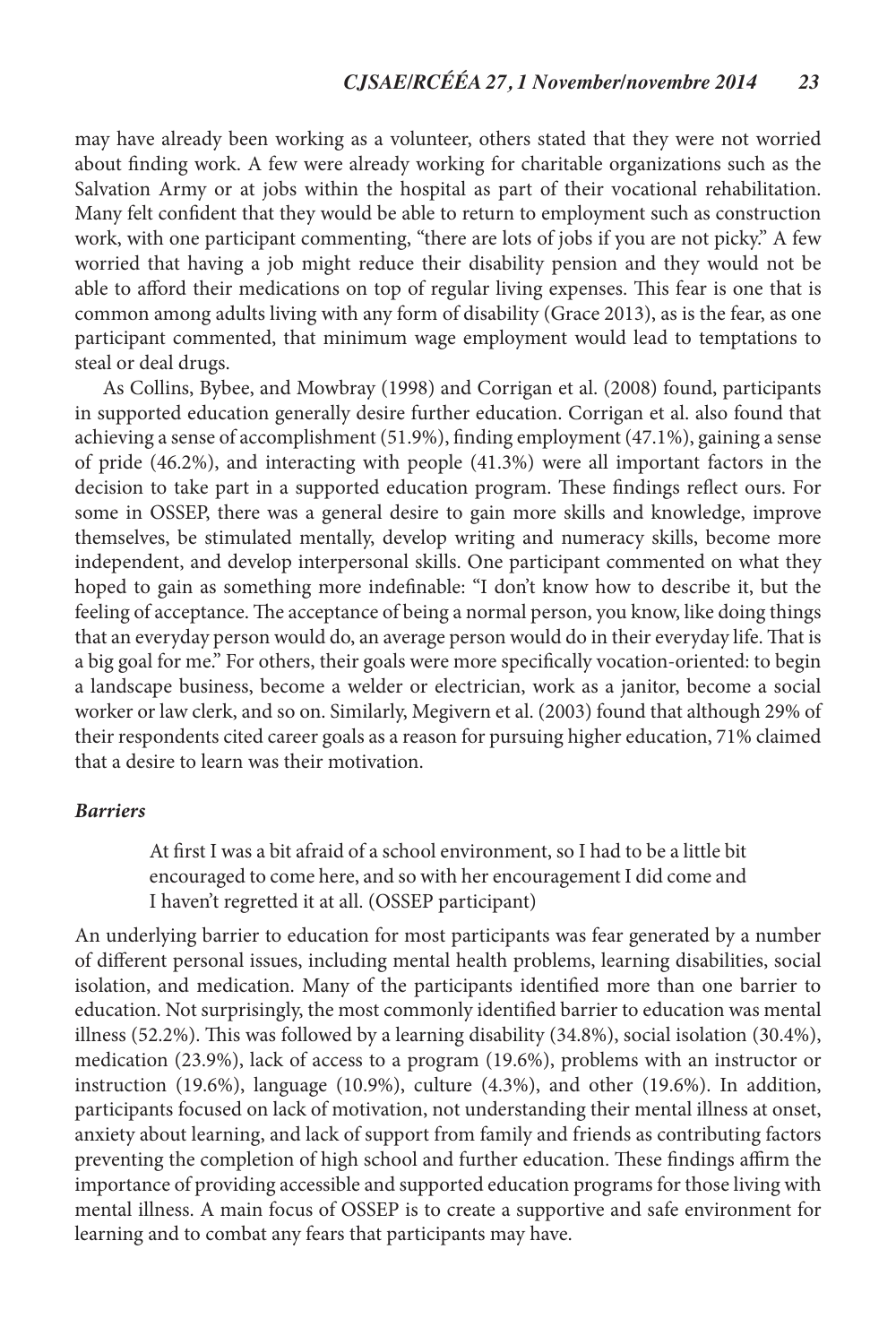may have already been working as a volunteer, others stated that they were not worried about finding work. A few were already working for charitable organizations such as the Salvation Army or at jobs within the hospital as part of their vocational rehabilitation. Many felt confident that they would be able to return to employment such as construction work, with one participant commenting, "there are lots of jobs if you are not picky." A few worried that having a job might reduce their disability pension and they would not be able to afford their medications on top of regular living expenses. This fear is one that is common among adults living with any form of disability (Grace 2013), as is the fear, as one participant commented, that minimum wage employment would lead to temptations to steal or deal drugs.

As Collins, Bybee, and Mowbray (1998) and Corrigan et al. (2008) found, participants in supported education generally desire further education. Corrigan et al. also found that achieving a sense of accomplishment (51.9%), finding employment (47.1%), gaining a sense of pride (46.2%), and interacting with people (41.3%) were all important factors in the decision to take part in a supported education program. These findings reflect ours. For some in OSSEP, there was a general desire to gain more skills and knowledge, improve themselves, be stimulated mentally, develop writing and numeracy skills, become more independent, and develop interpersonal skills. One participant commented on what they hoped to gain as something more indefinable: "I don't know how to describe it, but the feeling of acceptance. The acceptance of being a normal person, you know, like doing things that an everyday person would do, an average person would do in their everyday life. That is a big goal for me." For others, their goals were more specifically vocation-oriented: to begin a landscape business, become a welder or electrician, work as a janitor, become a social worker or law clerk, and so on. Similarly, Megivern et al. (2003) found that although 29% of their respondents cited career goals as a reason for pursuing higher education, 71% claimed that a desire to learn was their motivation.

### *Barriers*

> At first I was a bit afraid of a school environment, so I had to be a little bit encouraged to come here, and so with her encouragement I did come and I haven't regretted it at all. (OSSEP participant)

An underlying barrier to education for most participants was fear generated by a number of different personal issues, including mental health problems, learning disabilities, social isolation, and medication. Many of the participants identified more than one barrier to education. Not surprisingly, the most commonly identified barrier to education was mental illness (52.2%). This was followed by a learning disability (34.8%), social isolation (30.4%), medication (23.9%), lack of access to a program (19.6%), problems with an instructor or instruction (19.6%), language (10.9%), culture (4.3%), and other (19.6%). In addition, participants focused on lack of motivation, not understanding their mental illness at onset, anxiety about learning, and lack of support from family and friends as contributing factors preventing the completion of high school and further education. These findings affirm the importance of providing accessible and supported education programs for those living with mental illness. A main focus of OSSEP is to create a supportive and safe environment for learning and to combat any fears that participants may have.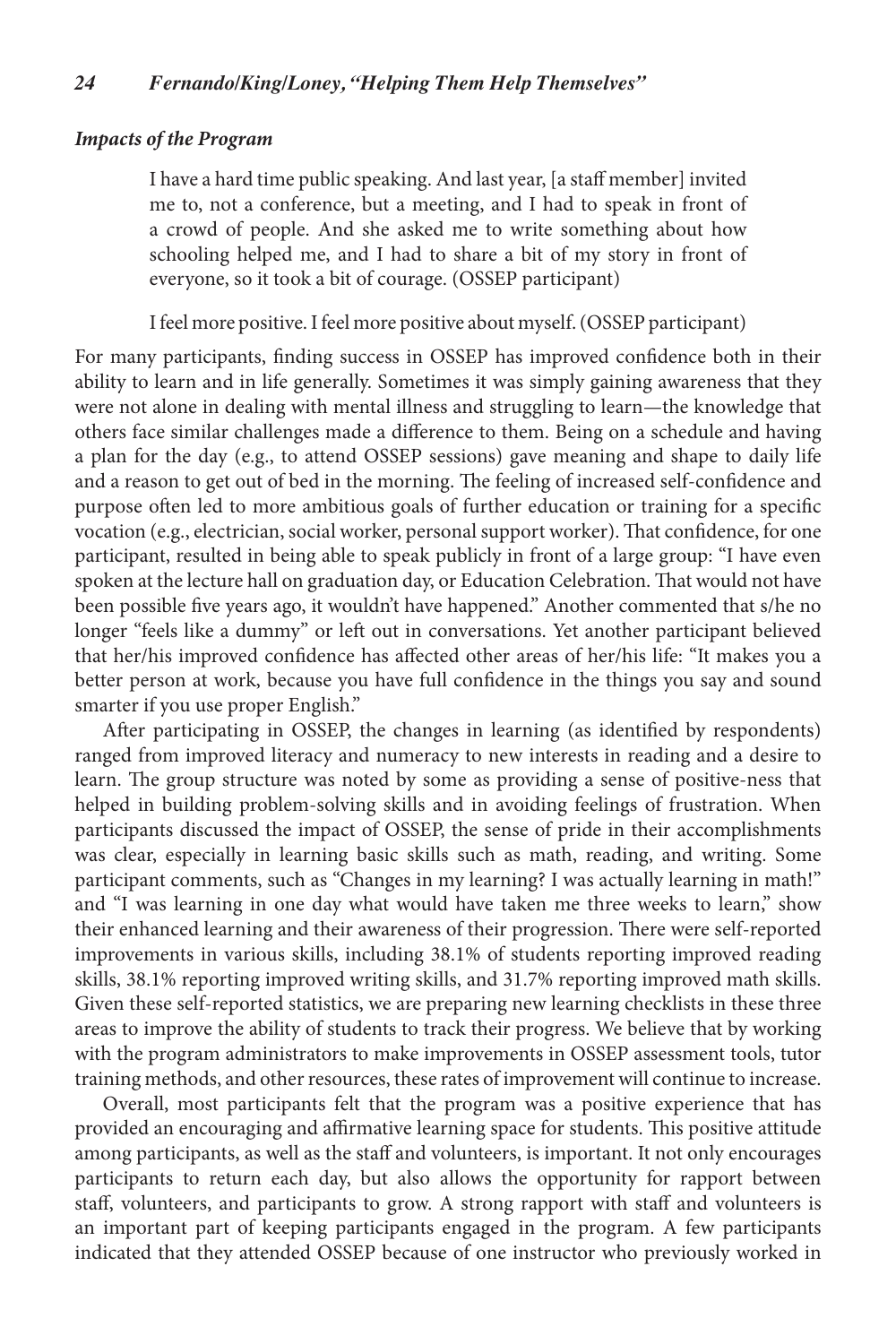### *Impacts of the Program*

> I have a hard time public speaking. And last year, [a staff member] invited me to, not a conference, but a meeting, and I had to speak in front of a crowd of people. And she asked me to write something about how schooling helped me, and I had to share a bit of my story in front of everyone, so it took a bit of courage. (OSSEP participant)

> I feel more positive. I feel more positive about myself. (OSSEP participant)

For many participants, finding success in OSSEP has improved confidence both in their ability to learn and in life generally. Sometimes it was simply gaining awareness that they were not alone in dealing with mental illness and struggling to learn—the knowledge that others face similar challenges made a difference to them. Being on a schedule and having a plan for the day (e.g., to attend OSSEP sessions) gave meaning and shape to daily life and a reason to get out of bed in the morning. The feeling of increased self-confidence and purpose often led to more ambitious goals of further education or training for a specific vocation (e.g., electrician, social worker, personal support worker). That confidence, for one participant, resulted in being able to speak publicly in front of a large group: "I have even spoken at the lecture hall on graduation day, or Education Celebration. That would not have been possible five years ago, it wouldn't have happened." Another commented that s/he no longer "feels like a dummy" or left out in conversations. Yet another participant believed that her/his improved confidence has affected other areas of her/his life: "It makes you a better person at work, because you have full confidence in the things you say and sound smarter if you use proper English."

After participating in OSSEP, the changes in learning (as identified by respondents) ranged from improved literacy and numeracy to new interests in reading and a desire to learn. The group structure was noted by some as providing a sense of positive-ness that helped in building problem-solving skills and in avoiding feelings of frustration. When participants discussed the impact of OSSEP, the sense of pride in their accomplishments was clear, especially in learning basic skills such as math, reading, and writing. Some participant comments, such as "Changes in my learning? I was actually learning in math!" and "I was learning in one day what would have taken me three weeks to learn," show their enhanced learning and their awareness of their progression. There were self-reported improvements in various skills, including 38.1% of students reporting improved reading skills, 38.1% reporting improved writing skills, and 31.7% reporting improved math skills. Given these self-reported statistics, we are preparing new learning checklists in these three areas to improve the ability of students to track their progress. We believe that by working with the program administrators to make improvements in OSSEP assessment tools, tutor training methods, and other resources, these rates of improvement will continue to increase.

Overall, most participants felt that the program was a positive experience that has provided an encouraging and affirmative learning space for students. This positive attitude among participants, as well as the staff and volunteers, is important. It not only encourages participants to return each day, but also allows the opportunity for rapport between staff, volunteers, and participants to grow. A strong rapport with staff and volunteers is an important part of keeping participants engaged in the program. A few participants indicated that they attended OSSEP because of one instructor who previously worked in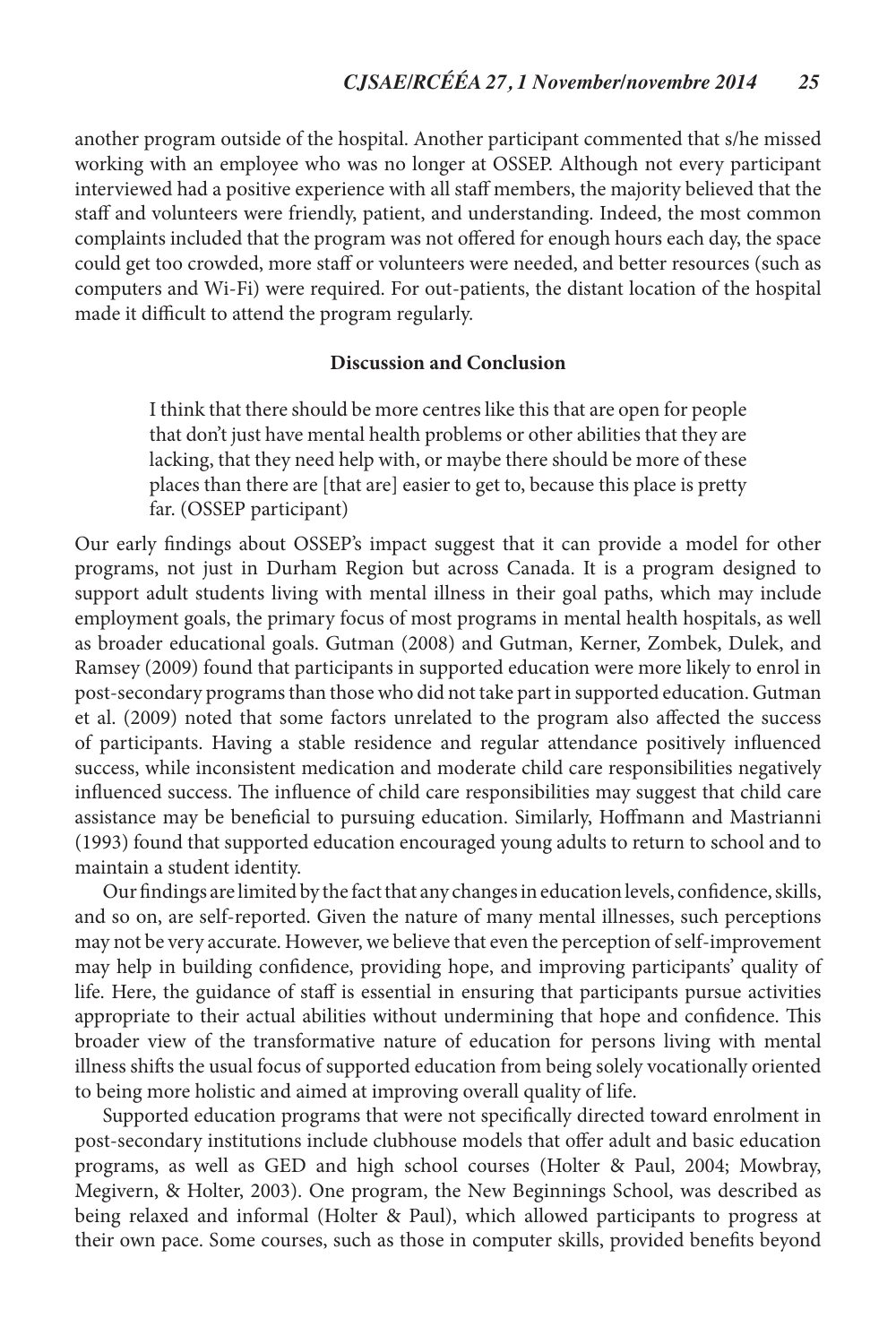another program outside of the hospital. Another participant commented that s/he missed working with an employee who was no longer at OSSEP. Although not every participant interviewed had a positive experience with all staff members, the majority believed that the staff and volunteers were friendly, patient, and understanding. Indeed, the most common complaints included that the program was not offered for enough hours each day, the space could get too crowded, more staff or volunteers were needed, and better resources (such as computers and Wi-Fi) were required. For out-patients, the distant location of the hospital made it difficult to attend the program regularly.

## Discussion and Conclusion

> I think that there should be more centres like this that are open for people that don't just have mental health problems or other abilities that they are lacking, that they need help with, or maybe there should be more of these places than there are [that are] easier to get to, because this place is pretty far. (OSSEP participant)

Our early findings about OSSEP's impact suggest that it can provide a model for other programs, not just in Durham Region but across Canada. It is a program designed to support adult students living with mental illness in their goal paths, which may include employment goals, the primary focus of most programs in mental health hospitals, as well as broader educational goals. Gutman (2008) and Gutman, Kerner, Zombek, Dulek, and Ramsey (2009) found that participants in supported education were more likely to enrol in post-secondary programs than those who did not take part in supported education. Gutman et al. (2009) noted that some factors unrelated to the program also affected the success of participants. Having a stable residence and regular attendance positively influenced success, while inconsistent medication and moderate child care responsibilities negatively influenced success. The influence of child care responsibilities may suggest that child care assistance may be beneficial to pursuing education. Similarly, Hoffmann and Mastrianni (1993) found that supported education encouraged young adults to return to school and to maintain a student identity.

Our findings are limited by the fact that any changes in education levels, confidence, skills, and so on, are self-reported. Given the nature of many mental illnesses, such perceptions may not be very accurate. However, we believe that even the perception of self-improvement may help in building confidence, providing hope, and improving participants' quality of life. Here, the guidance of staff is essential in ensuring that participants pursue activities appropriate to their actual abilities without undermining that hope and confidence. This broader view of the transformative nature of education for persons living with mental illness shifts the usual focus of supported education from being solely vocationally oriented to being more holistic and aimed at improving overall quality of life.

Supported education programs that were not specifically directed toward enrolment in post-secondary institutions include clubhouse models that offer adult and basic education programs, as well as GED and high school courses (Holter & Paul, 2004; Mowbray, Megivern, & Holter, 2003). One program, the New Beginnings School, was described as being relaxed and informal (Holter & Paul), which allowed participants to progress at their own pace. Some courses, such as those in computer skills, provided benefits beyond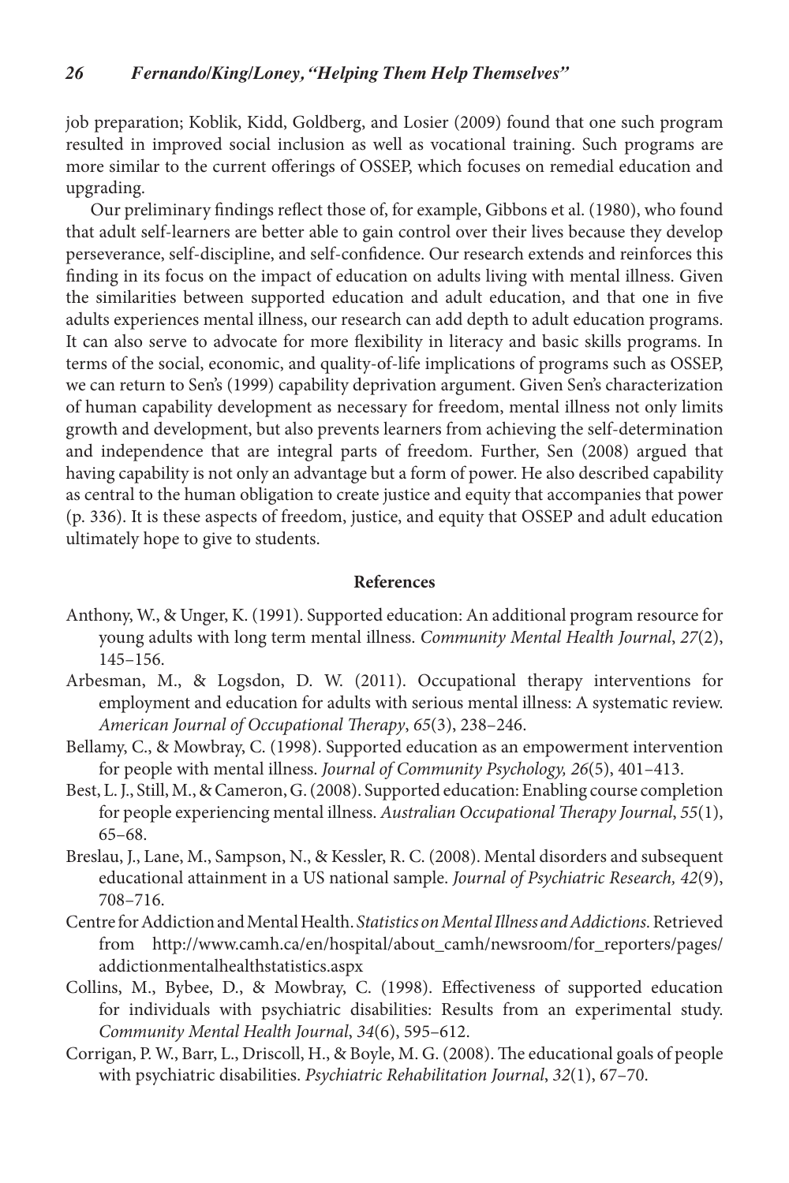job preparation; Koblik, Kidd, Goldberg, and Losier (2009) found that one such program resulted in improved social inclusion as well as vocational training. Such programs are more similar to the current offerings of OSSEP, which focuses on remedial education and upgrading.

Our preliminary findings reflect those of, for example, Gibbons et al. (1980), who found that adult self-learners are better able to gain control over their lives because they develop perseverance, self-discipline, and self-confidence. Our research extends and reinforces this finding in its focus on the impact of education on adults living with mental illness. Given the similarities between supported education and adult education, and that one in five adults experiences mental illness, our research can add depth to adult education programs. It can also serve to advocate for more flexibility in literacy and basic skills programs. In terms of the social, economic, and quality-of-life implications of programs such as OSSEP, we can return to Sen's (1999) capability deprivation argument. Given Sen's characterization of human capability development as necessary for freedom, mental illness not only limits growth and development, but also prevents learners from achieving the self-determination and independence that are integral parts of freedom. Further, Sen (2008) argued that having capability is not only an advantage but a form of power. He also described capability as central to the human obligation to create justice and equity that accompanies that power (p. 336). It is these aspects of freedom, justice, and equity that OSSEP and adult education ultimately hope to give to students.

## References

Anthony, W., & Unger, K. (1991). Supported education: An additional program resource for young adults with long term mental illness. *Community Mental Health Journal*, *27*(2), 145–156.

Arbesman, M., & Logsdon, D. W. (2011). Occupational therapy interventions for employment and education for adults with serious mental illness: A systematic review. *American Journal of Occupational Therapy*, *65*(3), 238–246.

Bellamy, C., & Mowbray, C. (1998). Supported education as an empowerment intervention for people with mental illness. *Journal of Community Psychology, 26*(5), 401–413.

Best, L. J., Still, M., & Cameron, G. (2008). Supported education: Enabling course completion for people experiencing mental illness. *Australian Occupational Therapy Journal*, *55*(1), 65–68.

Breslau, J., Lane, M., Sampson, N., & Kessler, R. C. (2008). Mental disorders and subsequent educational attainment in a US national sample. *Journal of Psychiatric Research, 42*(9), 708–716.

Centre for Addiction and Mental Health. *Statistics on Mental Illness and Addictions.* Retrieved from http://www.camh.ca/en/hospital/about_camh/newsroom/for_reporters/pages/addictionmentalhealthstatistics.aspx

Collins, M., Bybee, D., & Mowbray, C. (1998). Effectiveness of supported education for individuals with psychiatric disabilities: Results from an experimental study. *Community Mental Health Journal*, *34*(6), 595–612.

Corrigan, P. W., Barr, L., Driscoll, H., & Boyle, M. G. (2008). The educational goals of people with psychiatric disabilities. *Psychiatric Rehabilitation Journal*, *32*(1), 67–70.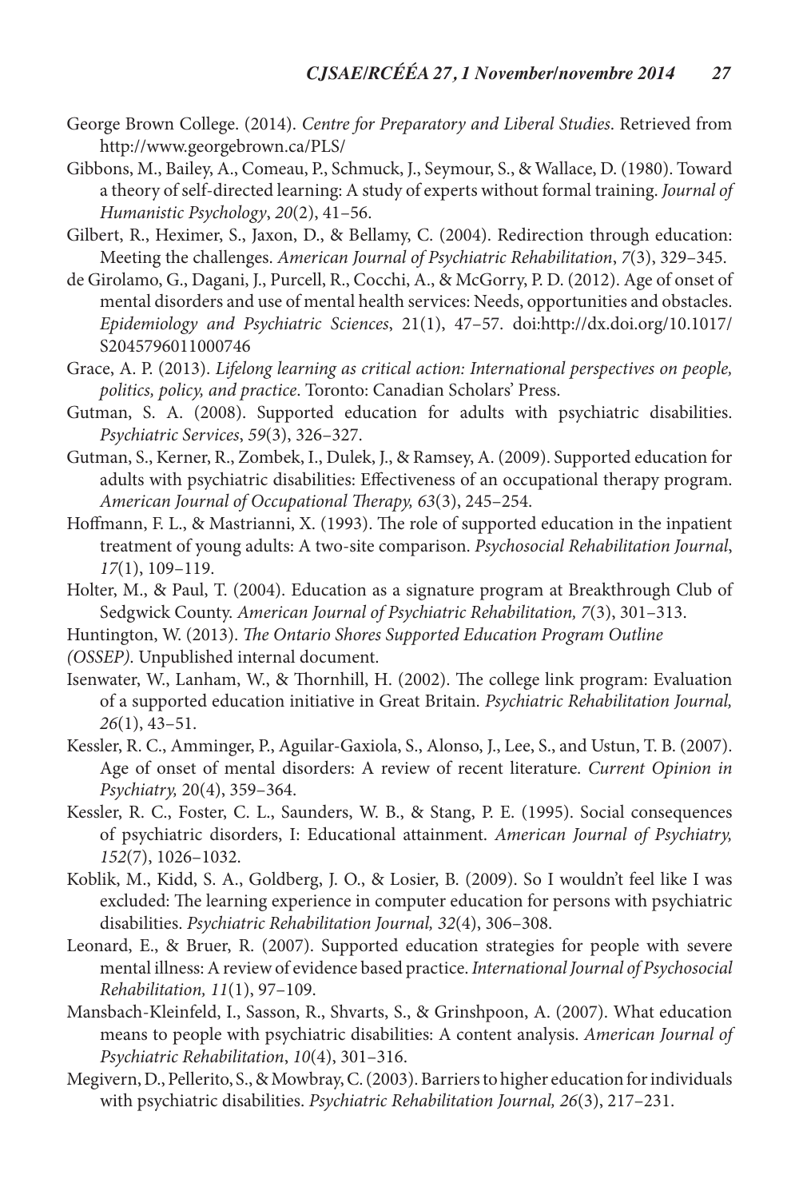George Brown College. (2014). *Centre for Preparatory and Liberal Studies*. Retrieved from http://www.georgebrown.ca/PLS/

Gibbons, M., Bailey, A., Comeau, P., Schmuck, J., Seymour, S., & Wallace, D. (1980). Toward a theory of self-directed learning: A study of experts without formal training. *Journal of Humanistic Psychology*, *20*(2), 41–56.

Gilbert, R., Heximer, S., Jaxon, D., & Bellamy, C. (2004). Redirection through education: Meeting the challenges. *American Journal of Psychiatric Rehabilitation*, *7*(3), 329–345.

de Girolamo, G., Dagani, J., Purcell, R., Cocchi, A., & McGorry, P. D. (2012). Age of onset of mental disorders and use of mental health services: Needs, opportunities and obstacles. *Epidemiology and Psychiatric Sciences*, 21(1), 47–57. doi:http://dx.doi.org/10.1017/S2045796011000746

Grace, A. P. (2013). *Lifelong learning as critical action: International perspectives on people, politics, policy, and practice*. Toronto: Canadian Scholars' Press.

Gutman, S. A. (2008). Supported education for adults with psychiatric disabilities. *Psychiatric Services*, *59*(3), 326–327.

Gutman, S., Kerner, R., Zombek, I., Dulek, J., & Ramsey, A. (2009). Supported education for adults with psychiatric disabilities: Effectiveness of an occupational therapy program. *American Journal of Occupational Therapy, 63*(3), 245–254.

Hoffmann, F. L., & Mastrianni, X. (1993). The role of supported education in the inpatient treatment of young adults: A two-site comparison. *Psychosocial Rehabilitation Journal*, *17*(1), 109–119.

Holter, M., & Paul, T. (2004). Education as a signature program at Breakthrough Club of Sedgwick County. *American Journal of Psychiatric Rehabilitation, 7*(3), 301–313.

Huntington, W. (2013). *The Ontario Shores Supported Education Program Outline (OSSEP)*. Unpublished internal document.

Isenwater, W., Lanham, W., & Thornhill, H. (2002). The college link program: Evaluation of a supported education initiative in Great Britain. *Psychiatric Rehabilitation Journal, 26*(1), 43–51.

Kessler, R. C., Amminger, P., Aguilar-Gaxiola, S., Alonso, J., Lee, S., and Ustun, T. B. (2007). Age of onset of mental disorders: A review of recent literature. *Current Opinion in Psychiatry,* 20(4), 359–364.

Kessler, R. C., Foster, C. L., Saunders, W. B., & Stang, P. E. (1995). Social consequences of psychiatric disorders, I: Educational attainment. *American Journal of Psychiatry, 152*(7), 1026–1032.

Koblik, M., Kidd, S. A., Goldberg, J. O., & Losier, B. (2009). So I wouldn't feel like I was excluded: The learning experience in computer education for persons with psychiatric disabilities. *Psychiatric Rehabilitation Journal, 32*(4), 306–308.

Leonard, E., & Bruer, R. (2007). Supported education strategies for people with severe mental illness: A review of evidence based practice. *International Journal of Psychosocial Rehabilitation, 11*(1), 97–109.

Mansbach-Kleinfeld, I., Sasson, R., Shvarts, S., & Grinshpoon, A. (2007). What education means to people with psychiatric disabilities: A content analysis. *American Journal of Psychiatric Rehabilitation*, *10*(4), 301–316.

Megivern, D., Pellerito, S., & Mowbray, C. (2003). Barriers to higher education for individuals with psychiatric disabilities. *Psychiatric Rehabilitation Journal, 26*(3), 217–231.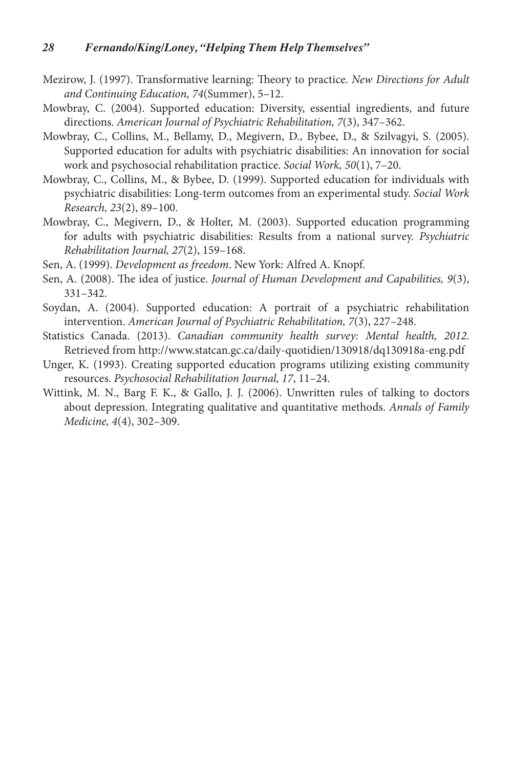Mezirow, J. (1997). Transformative learning: Theory to practice. *New Directions for Adult and Continuing Education, 74*(Summer), 5–12.

Mowbray, C. (2004). Supported education: Diversity, essential ingredients, and future directions. *American Journal of Psychiatric Rehabilitation, 7*(3), 347–362.

Mowbray, C., Collins, M., Bellamy, D., Megivern, D., Bybee, D., & Szilvagyi, S. (2005). Supported education for adults with psychiatric disabilities: An innovation for social work and psychosocial rehabilitation practice. *Social Work, 50*(1), 7–20.

Mowbray, C., Collins, M., & Bybee, D. (1999). Supported education for individuals with psychiatric disabilities: Long-term outcomes from an experimental study. *Social Work Research, 23*(2), 89–100.

Mowbray, C., Megivern, D., & Holter, M. (2003). Supported education programming for adults with psychiatric disabilities: Results from a national survey. *Psychiatric Rehabilitation Journal, 27*(2), 159–168.

Sen, A. (1999). *Development as freedom*. New York: Alfred A. Knopf.

Sen, A. (2008). The idea of justice. *Journal of Human Development and Capabilities, 9*(3), 331–342.

Soydan, A. (2004). Supported education: A portrait of a psychiatric rehabilitation intervention. *American Journal of Psychiatric Rehabilitation, 7*(3), 227–248.

Statistics Canada. (2013). *Canadian community health survey: Mental health, 2012*. Retrieved from http://www.statcan.gc.ca/daily-quotidien/130918/dq130918a-eng.pdf

Unger, K. (1993). Creating supported education programs utilizing existing community resources. *Psychosocial Rehabilitation Journal, 17*, 11–24.

Wittink, M. N., Barg F. K., & Gallo, J. J. (2006). Unwritten rules of talking to doctors about depression. Integrating qualitative and quantitative methods. *Annals of Family Medicine, 4*(4), 302–309.